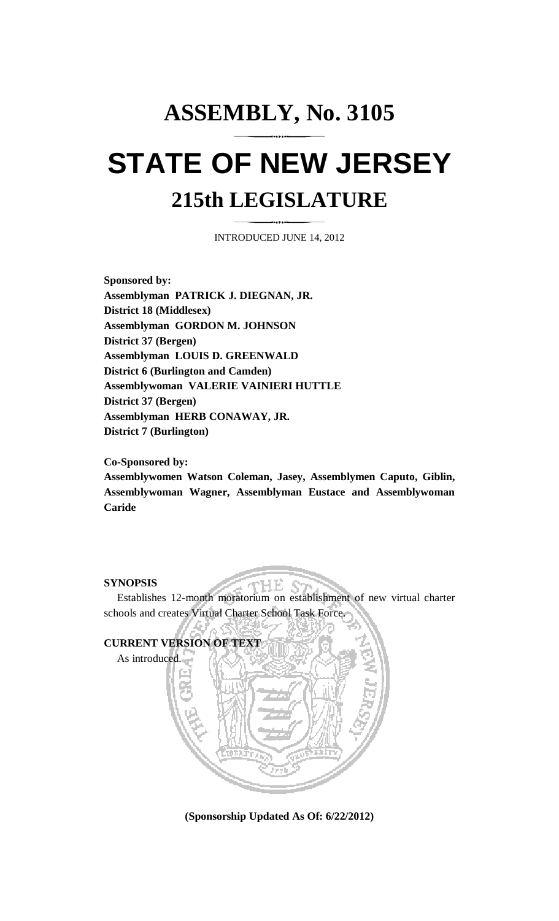# ASSEMBLY, No. 3105

# STATE OF NEW JERSEY

## 215th LEGISLATURE

INTRODUCED JUNE 14, 2012

**Sponsored by:**
**Assemblyman PATRICK J. DIEGNAN, JR.**
**District 18 (Middlesex)**
**Assemblyman GORDON M. JOHNSON**
**District 37 (Bergen)**
**Assemblyman LOUIS D. GREENWALD**
**District 6 (Burlington and Camden)**
**Assemblywoman VALERIE VAINIERI HUTTLE**
**District 37 (Bergen)**
**Assemblyman HERB CONAWAY, JR.**
**District 7 (Burlington)**

**Co-Sponsored by:**
**Assemblywomen Watson Coleman, Jasey, Assemblymen Caputo, Giblin, Assemblywoman Wagner, Assemblyman Eustace and Assemblywoman Caride**

**SYNOPSIS**

Establishes 12-month moratorium on establishment of new virtual charter schools and creates Virtual Charter School Task Force.

**CURRENT VERSION OF TEXT**

As introduced.

**(Sponsorship Updated As Of: 6/22/2012)**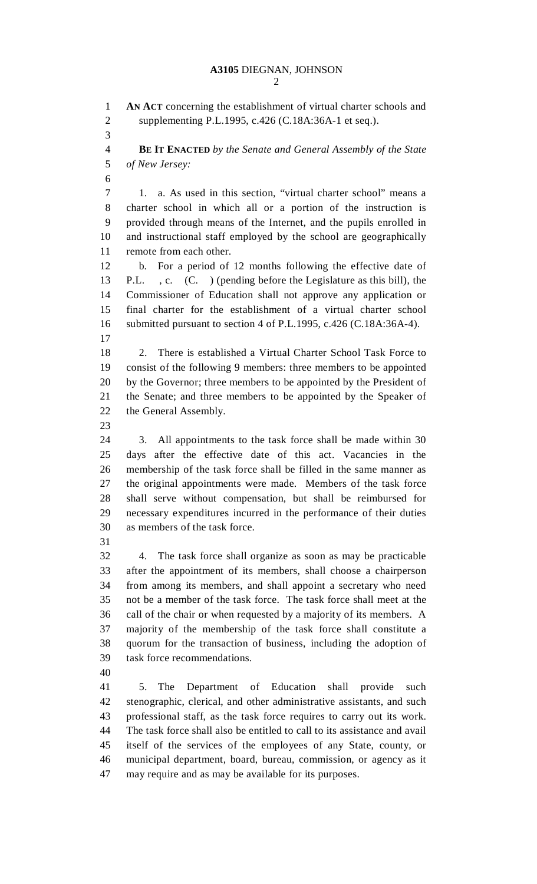**AN ACT** concerning the establishment of virtual charter schools and supplementing P.L.1995, c.426 (C.18A:36A-1 et seq.).

**BE IT ENACTED** *by the Senate and General Assembly of the State of New Jersey:*

1. a. As used in this section, "virtual charter school" means a charter school in which all or a portion of the instruction is provided through means of the Internet, and the pupils enrolled in and instructional staff employed by the school are geographically remote from each other.

b. For a period of 12 months following the effective date of P.L. , c. (C. ) (pending before the Legislature as this bill), the Commissioner of Education shall not approve any application or final charter for the establishment of a virtual charter school submitted pursuant to section 4 of P.L.1995, c.426 (C.18A:36A-4).

2. There is established a Virtual Charter School Task Force to consist of the following 9 members: three members to be appointed by the Governor; three members to be appointed by the President of the Senate; and three members to be appointed by the Speaker of the General Assembly.

3. All appointments to the task force shall be made within 30 days after the effective date of this act. Vacancies in the membership of the task force shall be filled in the same manner as the original appointments were made. Members of the task force shall serve without compensation, but shall be reimbursed for necessary expenditures incurred in the performance of their duties as members of the task force.

4. The task force shall organize as soon as may be practicable after the appointment of its members, shall choose a chairperson from among its members, and shall appoint a secretary who need not be a member of the task force. The task force shall meet at the call of the chair or when requested by a majority of its members. A majority of the membership of the task force shall constitute a quorum for the transaction of business, including the adoption of task force recommendations.

5. The Department of Education shall provide such stenographic, clerical, and other administrative assistants, and such professional staff, as the task force requires to carry out its work. The task force shall also be entitled to call to its assistance and avail itself of the services of the employees of any State, county, or municipal department, board, bureau, commission, or agency as it may require and as may be available for its purposes.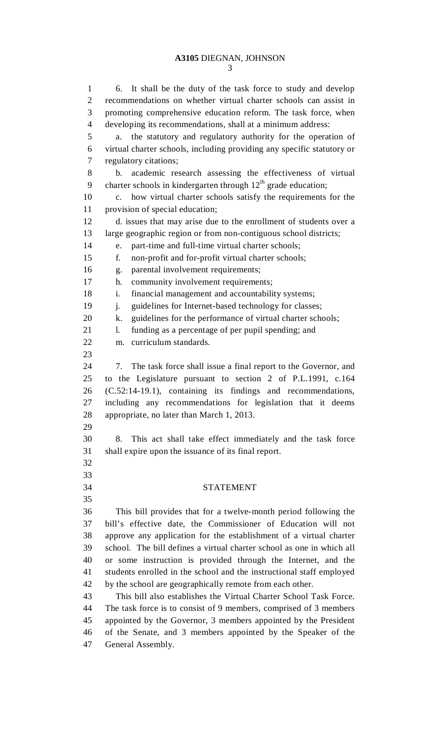6. It shall be the duty of the task force to study and develop recommendations on whether virtual charter schools can assist in promoting comprehensive education reform. The task force, when developing its recommendations, shall at a minimum address:

a. the statutory and regulatory authority for the operation of virtual charter schools, including providing any specific statutory or regulatory citations;

b. academic research assessing the effectiveness of virtual charter schools in kindergarten through $12^{th}$ grade education;

c. how virtual charter schools satisfy the requirements for the provision of special education;

d. issues that may arise due to the enrollment of students over a large geographic region or from non-contiguous school districts;

e. part-time and full-time virtual charter schools;

f. non-profit and for-profit virtual charter schools;

g. parental involvement requirements;

h. community involvement requirements;

i. financial management and accountability systems;

j. guidelines for Internet-based technology for classes;

k. guidelines for the performance of virtual charter schools;

l. funding as a percentage of per pupil spending; and

m. curriculum standards.

7. The task force shall issue a final report to the Governor, and to the Legislature pursuant to section 2 of P.L.1991, c.164 (C.52:14-19.1), containing its findings and recommendations, including any recommendations for legislation that it deems appropriate, no later than March 1, 2013.

8. This act shall take effect immediately and the task force shall expire upon the issuance of its final report.

## STATEMENT

This bill provides that for a twelve-month period following the bill's effective date, the Commissioner of Education will not approve any application for the establishment of a virtual charter school. The bill defines a virtual charter school as one in which all or some instruction is provided through the Internet, and the students enrolled in the school and the instructional staff employed by the school are geographically remote from each other.

This bill also establishes the Virtual Charter School Task Force. The task force is to consist of 9 members, comprised of 3 members appointed by the Governor, 3 members appointed by the President of the Senate, and 3 members appointed by the Speaker of the General Assembly.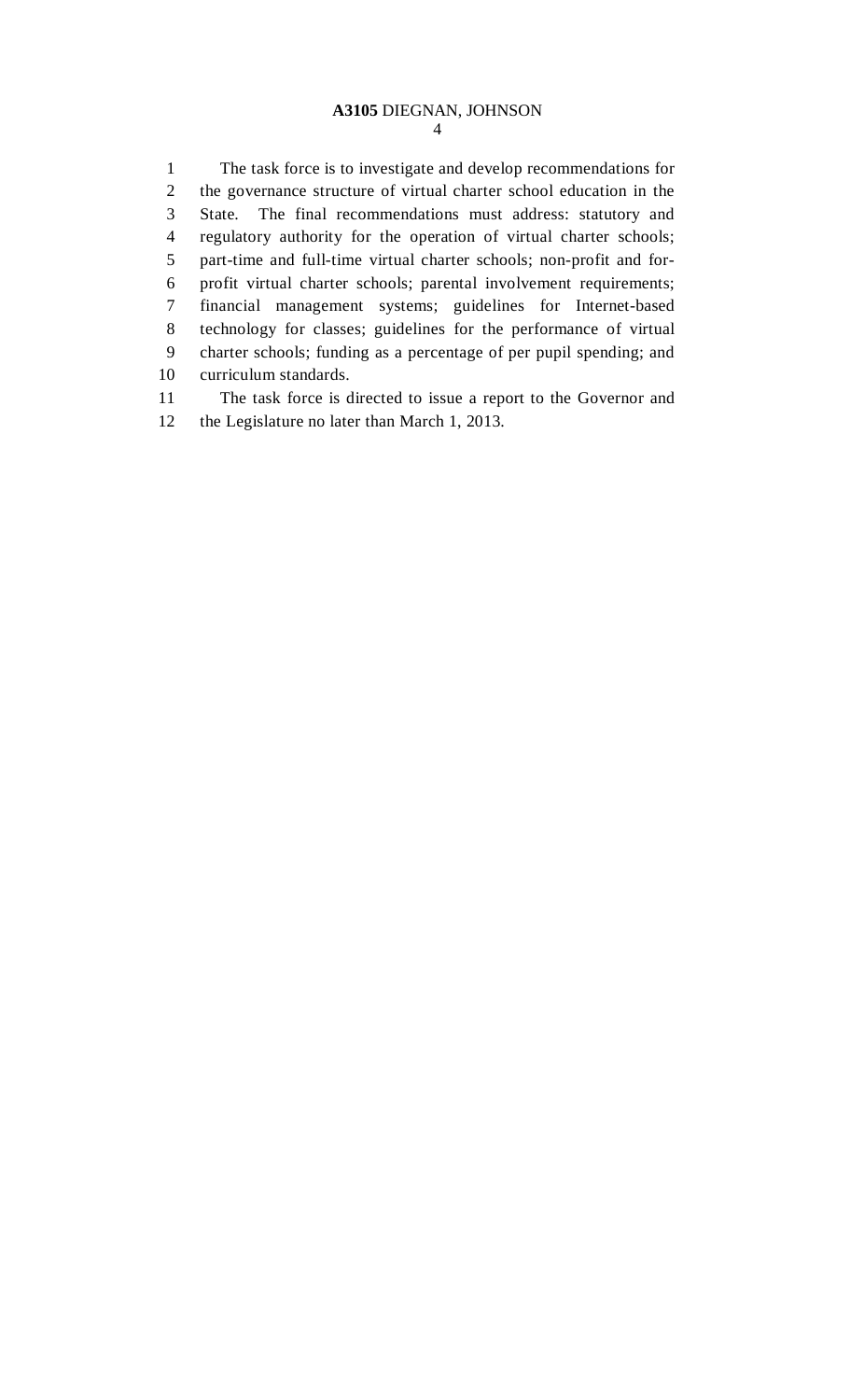The task force is to investigate and develop recommendations for the governance structure of virtual charter school education in the State. The final recommendations must address: statutory and regulatory authority for the operation of virtual charter schools; part-time and full-time virtual charter schools; non-profit and for-profit virtual charter schools; parental involvement requirements; financial management systems; guidelines for Internet-based technology for classes; guidelines for the performance of virtual charter schools; funding as a percentage of per pupil spending; and curriculum standards.

The task force is directed to issue a report to the Governor and the Legislature no later than March 1, 2013.